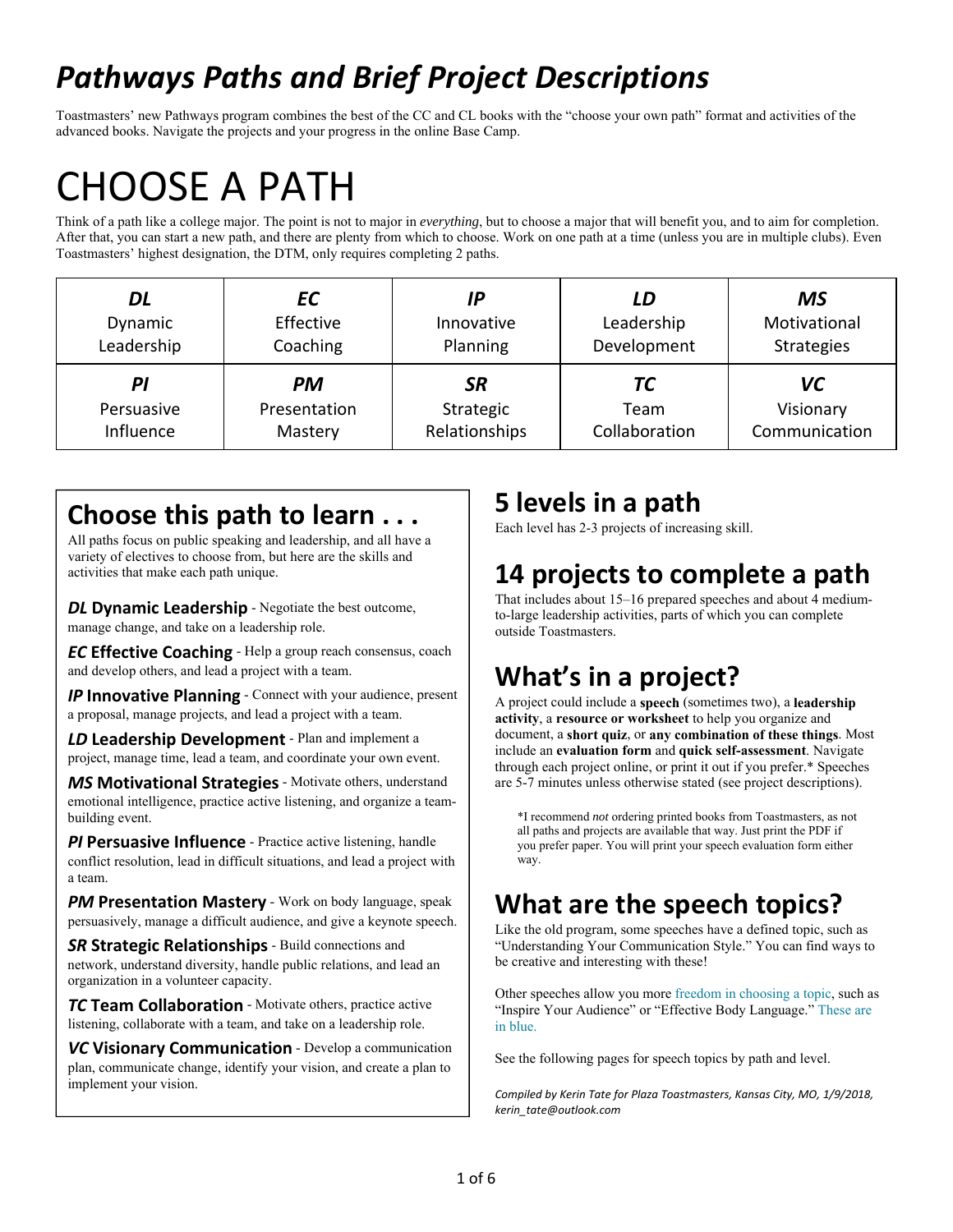# *Pathways Paths and Brief Project Descriptions*

Toastmasters' new Pathways program combines the best of the CC and CL books with the "choose your own path" format and activities of the advanced books. Navigate the projects and your progress in the online Base Camp.

# CHOOSE A PATH

Think of a path like a college major. The point is not to major in *everything*, but to choose a major that will benefit you, and to aim for completion. After that, you can start a new path, and there are plenty from which to choose. Work on one path at a time (unless you are in multiple clubs). Even Toastmasters' highest designation, the DTM, only requires completing 2 paths.

| ***DL*** Dynamic Leadership | ***EC*** Effective Coaching | ***IP*** Innovative Planning | ***LD*** Leadership Development | ***MS*** Motivational Strategies |
|---|---|---|---|---|
| ***PI*** Persuasive Influence | ***PM*** Presentation Mastery | ***SR*** Strategic Relationships | ***TC*** Team Collaboration | ***VC*** Visionary Communication |

## Choose this path to learn . . .

All paths focus on public speaking and leadership, and all have a variety of electives to choose from, but here are the skills and activities that make each path unique.

***DL* Dynamic Leadership** - Negotiate the best outcome, manage change, and take on a leadership role.

***EC* Effective Coaching** - Help a group reach consensus, coach and develop others, and lead a project with a team.

***IP* Innovative Planning** - Connect with your audience, present a proposal, manage projects, and lead a project with a team.

***LD* Leadership Development** - Plan and implement a project, manage time, lead a team, and coordinate your own event.

***MS* Motivational Strategies** - Motivate others, understand emotional intelligence, practice active listening, and organize a team-building event.

***PI* Persuasive Influence** - Practice active listening, handle conflict resolution, lead in difficult situations, and lead a project with a team.

***PM* Presentation Mastery** - Work on body language, speak persuasively, manage a difficult audience, and give a keynote speech.

***SR* Strategic Relationships** - Build connections and network, understand diversity, handle public relations, and lead an organization in a volunteer capacity.

***TC* Team Collaboration** - Motivate others, practice active listening, collaborate with a team, and take on a leadership role.

***VC* Visionary Communication** - Develop a communication plan, communicate change, identify your vision, and create a plan to implement your vision.

## 5 levels in a path

Each level has 2-3 projects of increasing skill.

## 14 projects to complete a path

That includes about 15–16 prepared speeches and about 4 medium-to-large leadership activities, parts of which you can complete outside Toastmasters.

## What's in a project?

A project could include a **speech** (sometimes two), a **leadership activity**, a **resource or worksheet** to help you organize and document, a **short quiz**, or **any combination of these things**. Most include an **evaluation form** and **quick self-assessment**. Navigate through each project online, or print it out if you prefer.* Speeches are 5-7 minutes unless otherwise stated (see project descriptions).

> *I recommend *not* ordering printed books from Toastmasters, as not all paths and projects are available that way. Just print the PDF if you prefer paper. You will print your speech evaluation form either way.

## What are the speech topics?

Like the old program, some speeches have a defined topic, such as "Understanding Your Communication Style." You can find ways to be creative and interesting with these!

Other speeches allow you more freedom in choosing a topic, such as "Inspire Your Audience" or "Effective Body Language." These are in blue.

See the following pages for speech topics by path and level.

*Compiled by Kerin Tate for Plaza Toastmasters, Kansas City, MO, 1/9/2018, kerin_tate@outlook.com*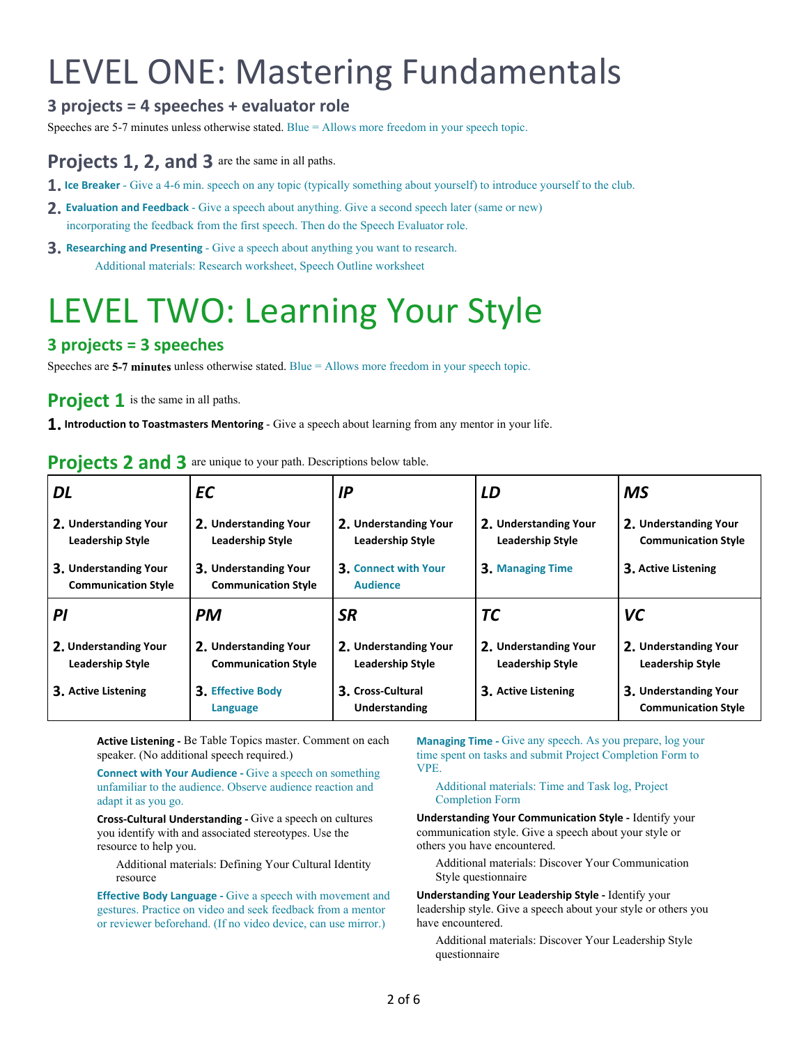# LEVEL ONE: Mastering Fundamentals

### 3 projects = 4 speeches + evaluator role

Speeches are 5-7 minutes unless otherwise stated. Blue = Allows more freedom in your speech topic.

## Projects 1, 2, and 3 are the same in all paths.

1. **Ice Breaker** - Give a 4-6 min. speech on any topic (typically something about yourself) to introduce yourself to the club.
2. **Evaluation and Feedback** - Give a speech about anything. Give a second speech later (same or new) incorporating the feedback from the first speech. Then do the Speech Evaluator role.
3. **Researching and Presenting** - Give a speech about anything you want to research.
   Additional materials: Research worksheet, Speech Outline worksheet

# LEVEL TWO: Learning Your Style

### 3 projects = 3 speeches

Speeches are **5-7 minutes** unless otherwise stated. Blue = Allows more freedom in your speech topic.

## Project 1 is the same in all paths.

1. **Introduction to Toastmasters Mentoring** - Give a speech about learning from any mentor in your life.

## Projects 2 and 3 are unique to your path. Descriptions below table.

| DL | EC | IP | LD | MS |
|---|---|---|---|---|
| 2. Understanding Your Leadership Style | 2. Understanding Your Leadership Style | 2. Understanding Your Leadership Style | 2. Understanding Your Leadership Style | 2. Understanding Your Communication Style |
| 3. Understanding Your Communication Style | 3. Understanding Your Communication Style | 3. Connect with Your Audience | 3. Managing Time | 3. Active Listening |
| **PI** | **PM** | **SR** | **TC** | **VC** |
| 2. Understanding Your Leadership Style | 2. Understanding Your Communication Style | 2. Understanding Your Leadership Style | 2. Understanding Your Leadership Style | 2. Understanding Your Leadership Style |
| 3. Active Listening | 3. Effective Body Language | 3. Cross-Cultural Understanding | 3. Active Listening | 3. Understanding Your Communication Style |

**Active Listening -** Be Table Topics master. Comment on each speaker. (No additional speech required.)

**Connect with Your Audience -** Give a speech on something unfamiliar to the audience. Observe audience reaction and adapt it as you go.

**Cross-Cultural Understanding -** Give a speech on cultures you identify with and associated stereotypes. Use the resource to help you.

Additional materials: Defining Your Cultural Identity resource

**Effective Body Language -** Give a speech with movement and gestures. Practice on video and seek feedback from a mentor or reviewer beforehand. (If no video device, can use mirror.)

**Managing Time -** Give any speech. As you prepare, log your time spent on tasks and submit Project Completion Form to VPE.

Additional materials: Time and Task log, Project Completion Form

**Understanding Your Communication Style -** Identify your communication style. Give a speech about your style or others you have encountered.

Additional materials: Discover Your Communication Style questionnaire

**Understanding Your Leadership Style -** Identify your leadership style. Give a speech about your style or others you have encountered.

Additional materials: Discover Your Leadership Style questionnaire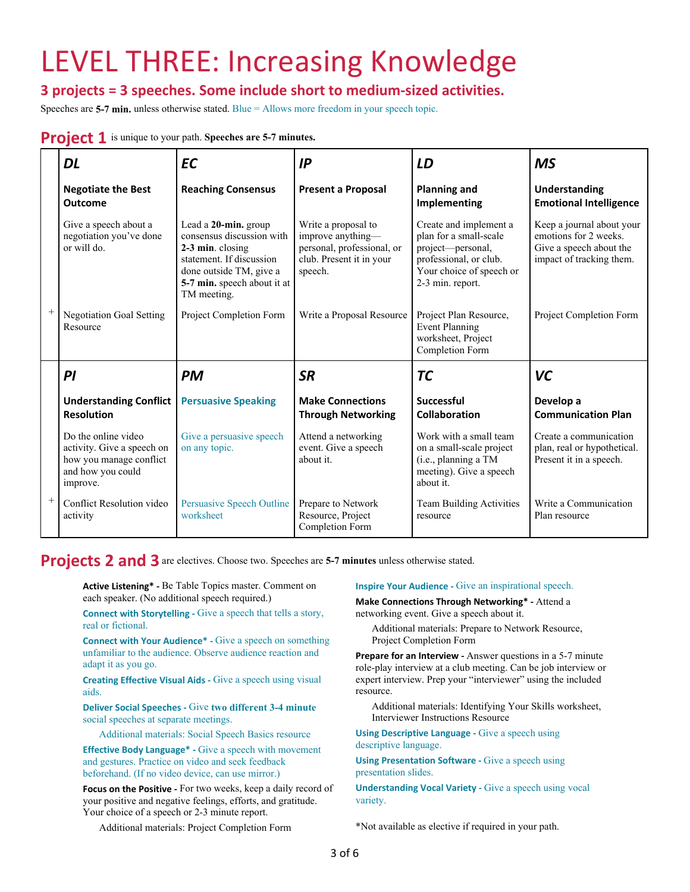# LEVEL THREE: Increasing Knowledge

## 3 projects = 3 speeches. Some include short to medium-sized activities.

Speeches are **5-7 min.** unless otherwise stated. Blue = Allows more freedom in your speech topic.

## Project 1

is unique to your path. **Speeches are 5-7 minutes.**

| | DL | EC | IP | LD | MS |
|---|---|---|---|---|---|
| | **Negotiate the Best Outcome** | **Reaching Consensus** | **Present a Proposal** | **Planning and Implementing** | **Understanding Emotional Intelligence** |
| | Give a speech about a negotiation you've done or will do. | Lead a **20-min.** group consensus discussion with **2-3 min**. closing statement. If discussion done outside TM, give a **5-7 min.** speech about it at TM meeting. | Write a proposal to improve anything—personal, professional, or club. Present it in your speech. | Create and implement a plan for a small-scale project—personal, professional, or club. Your choice of speech or 2-3 min. report. | Keep a journal about your emotions for 2 weeks. Give a speech about the impact of tracking them. |
| + | Negotiation Goal Setting Resource | Project Completion Form | Write a Proposal Resource | Project Plan Resource, Event Planning worksheet, Project Completion Form | Project Completion Form |

| | PI | PM | SR | TC | VC |
|---|---|---|---|---|---|
| | **Understanding Conflict Resolution** | **Persuasive Speaking** | **Make Connections Through Networking** | **Successful Collaboration** | **Develop a Communication Plan** |
| | Do the online video activity. Give a speech on how you manage conflict and how you could improve. | Give a persuasive speech on any topic. | Attend a networking event. Give a speech about it. | Work with a small team on a small-scale project (i.e., planning a TM meeting). Give a speech about it. | Create a communication plan, real or hypothetical. Present it in a speech. |
| + | Conflict Resolution video activity | Persuasive Speech Outline worksheet | Prepare to Network Resource, Project Completion Form | Team Building Activities resource | Write a Communication Plan resource |

## Projects 2 and 3

are electives. Choose two. Speeches are **5-7 minutes** unless otherwise stated.

**Active Listening*** - Be Table Topics master. Comment on each speaker. (No additional speech required.)

**Connect with Storytelling** - Give a speech that tells a story, real or fictional.

**Connect with Your Audience*** - Give a speech on something unfamiliar to the audience. Observe audience reaction and adapt it as you go.

**Creating Effective Visual Aids** - Give a speech using visual aids.

**Deliver Social Speeches** - Give **two different 3-4 minute** social speeches at separate meetings.

Additional materials: Social Speech Basics resource

**Effective Body Language*** - Give a speech with movement and gestures. Practice on video and seek feedback beforehand. (If no video device, can use mirror.)

**Focus on the Positive** - For two weeks, keep a daily record of your positive and negative feelings, efforts, and gratitude. Your choice of a speech or 2-3 minute report.

Additional materials: Project Completion Form

**Inspire Your Audience** - Give an inspirational speech.

**Make Connections Through Networking*** - Attend a networking event. Give a speech about it.

Additional materials: Prepare to Network Resource, Project Completion Form

**Prepare for an Interview** - Answer questions in a 5-7 minute role-play interview at a club meeting. Can be job interview or expert interview. Prep your "interviewer" using the included resource.

Additional materials: Identifying Your Skills worksheet, Interviewer Instructions Resource

**Using Descriptive Language** - Give a speech using descriptive language.

**Using Presentation Software** - Give a speech using presentation slides.

**Understanding Vocal Variety** - Give a speech using vocal variety.

*Not available as elective if required in your path.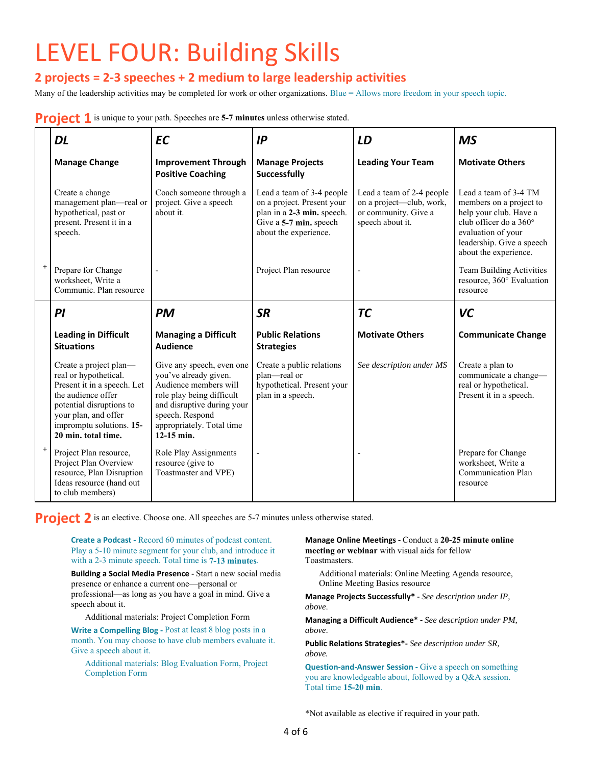# LEVEL FOUR: Building Skills

## 2 projects = 2-3 speeches + 2 medium to large leadership activities

Many of the leadership activities may be completed for work or other organizations. Blue = Allows more freedom in your speech topic.

**Project 1** is unique to your path. Speeches are **5-7 minutes** unless otherwise stated.

| | DL | EC | IP | LD | MS |
|---|---|---|---|---|---|
| | **Manage Change** | **Improvement Through Positive Coaching** | **Manage Projects Successfully** | **Leading Your Team** | **Motivate Others** |
| | Create a change management plan—real or hypothetical, past or present. Present it in a speech. | Coach someone through a project. Give a speech about it. | Lead a team of 3-4 people on a project. Present your plan in a **2-3 min.** speech. Give a **5-7 min.** speech about the experience. | Lead a team of 2-4 people on a project—club, work, or community. Give a speech about it. | Lead a team of 3-4 TM members on a project to help your club. Have a club officer do a 360° evaluation of your leadership. Give a speech about the experience. |
| + | Prepare for Change worksheet, Write a Communic. Plan resource | - | Project Plan resource | - | Team Building Activities resource, 360° Evaluation resource |
| | **PI** | **PM** | **SR** | **TC** | **VC** |
| | **Leading in Difficult Situations** | **Managing a Difficult Audience** | **Public Relations Strategies** | **Motivate Others** | **Communicate Change** |
| | Create a project plan—real or hypothetical. Present it in a speech. Let the audience offer potential disruptions to your plan, and offer impromptu solutions. **15-20 min. total time.** | Give any speech, even one you've already given. Audience members will role play being difficult and disruptive during your speech. Respond appropriately. Total time **12-15 min.** | Create a public relations plan—real or hypothetical. Present your plan in a speech. | *See description under MS* | Create a plan to communicate a change—real or hypothetical. Present it in a speech. |
| + | Project Plan resource, Project Plan Overview resource, Plan Disruption Ideas resource (hand out to club members) | Role Play Assignments resource (give to Toastmaster and VPE) | - | - | Prepare for Change worksheet, Write a Communication Plan resource |

**Project 2** is an elective. Choose one. All speeches are 5-7 minutes unless otherwise stated.

**Create a Podcast -** Record 60 minutes of podcast content. Play a 5-10 minute segment for your club, and introduce it with a 2-3 minute speech. Total time is **7-13 minutes**.

**Building a Social Media Presence -** Start a new social media presence or enhance a current one—personal or professional—as long as you have a goal in mind. Give a speech about it.

Additional materials: Project Completion Form

**Write a Compelling Blog -** Post at least 8 blog posts in a month. You may choose to have club members evaluate it. Give a speech about it.

Additional materials: Blog Evaluation Form, Project Completion Form

**Manage Online Meetings -** Conduct a **20-25 minute online meeting or webinar** with visual aids for fellow Toastmasters.

Additional materials: Online Meeting Agenda resource, Online Meeting Basics resource

**Manage Projects Successfully* -** *See description under IP, above.*

**Managing a Difficult Audience* -** *See description under PM, above.*

**Public Relations Strategies*-** *See description under SR, above.*

**Question-and-Answer Session -** Give a speech on something you are knowledgeable about, followed by a Q&A session. Total time **15-20 min**.

*Not available as elective if required in your path.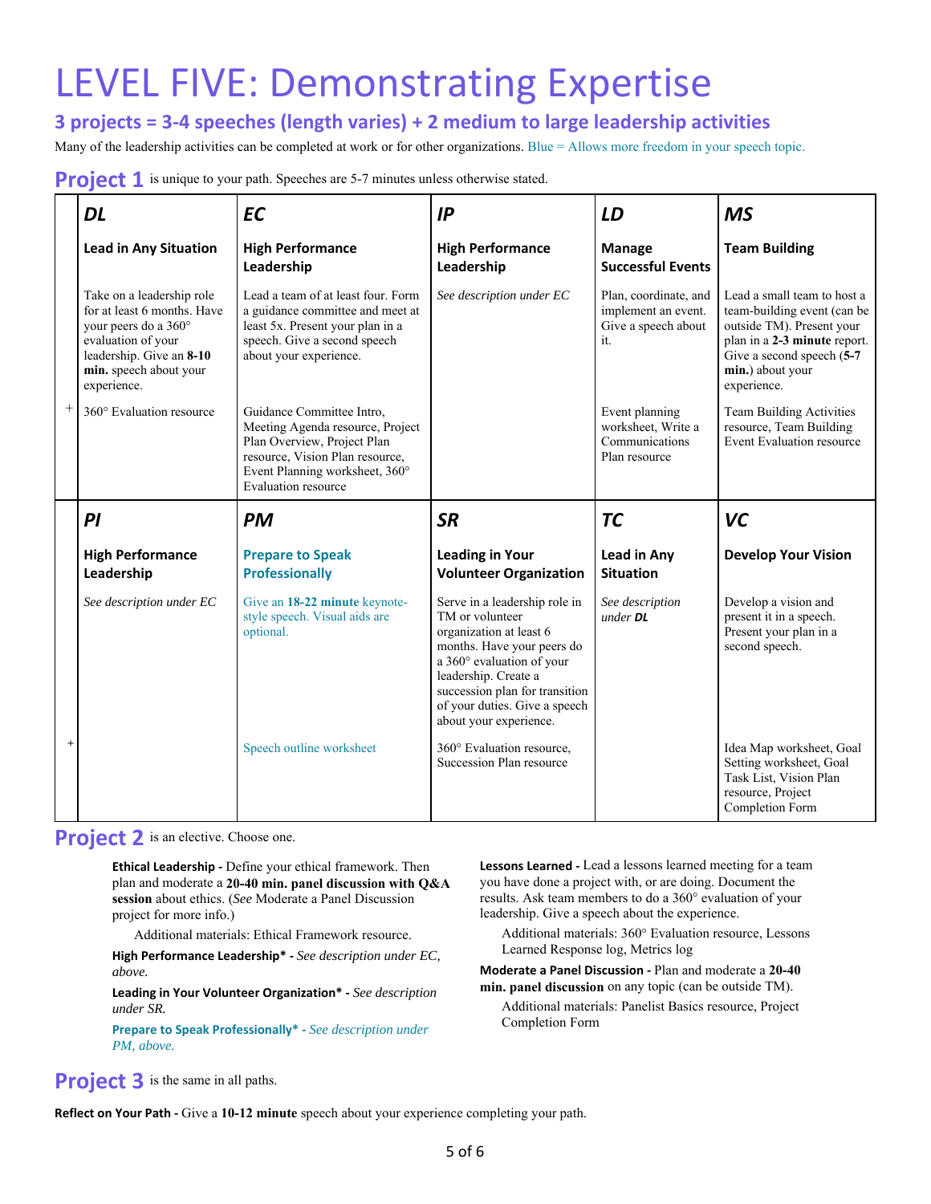# LEVEL FIVE: Demonstrating Expertise

## 3 projects = 3-4 speeches (length varies) + 2 medium to large leadership activities

Many of the leadership activities can be completed at work or for other organizations. Blue = Allows more freedom in your speech topic.

**Project 1** is unique to your path. Speeches are 5-7 minutes unless otherwise stated.

| | ***DL*** | ***EC*** | ***IP*** | ***LD*** | ***MS*** |
|---|---|---|---|---|---|
| | **Lead in Any Situation** | **High Performance Leadership** | **High Performance Leadership** | **Manage Successful Events** | **Team Building** |
| | Take on a leadership role for at least 6 months. Have your peers do a 360° evaluation of your leadership. Give an **8-10 min.** speech about your experience. | Lead a team of at least four. Form a guidance committee and meet at least 5x. Present your plan in a speech. Give a second speech about your experience. | *See description under EC* | Plan, coordinate, and implement an event. Give a speech about it. | Lead a small team to host a team-building event (can be outside TM). Present your plan in a **2-3 minute** report. Give a second speech (**5-7 min.**) about your experience. |
| + | 360° Evaluation resource | Guidance Committee Intro, Meeting Agenda resource, Project Plan Overview, Project Plan resource, Vision Plan resource, Event Planning worksheet, 360° Evaluation resource | | Event planning worksheet, Write a Communications Plan resource | Team Building Activities resource, Team Building Event Evaluation resource |
| | ***PI*** | ***PM*** | ***SR*** | ***TC*** | ***VC*** |
| | **High Performance Leadership** | **Prepare to Speak Professionally** | **Leading in Your Volunteer Organization** | **Lead in Any Situation** | **Develop Your Vision** |
| | *See description under EC* | Give an **18-22 minute** keynote-style speech. Visual aids are optional. | Serve in a leadership role in TM or volunteer organization at least 6 months. Have your peers do a 360° evaluation of your leadership. Create a succession plan for transition of your duties. Give a speech about your experience. | *See description under **DL*** | Develop a vision and present it in a speech. Present your plan in a second speech. |
| + | | Speech outline worksheet | 360° Evaluation resource, Succession Plan resource | | Idea Map worksheet, Goal Setting worksheet, Goal Task List, Vision Plan resource, Project Completion Form |

**Project 2** is an elective. Choose one.

**Ethical Leadership -** Define your ethical framework. Then plan and moderate a **20-40 min. panel discussion with Q&A session** about ethics. (*See* Moderate a Panel Discussion project for more info.)

Additional materials: Ethical Framework resource.

**High Performance Leadership\* -** *See description under EC, above.*

**Leading in Your Volunteer Organization\* -** *See description under SR.*

**Prepare to Speak Professionally\* -** *See description under PM, above.*

**Lessons Learned -** Lead a lessons learned meeting for a team you have done a project with, or are doing. Document the results. Ask team members to do a 360° evaluation of your leadership. Give a speech about the experience.

Additional materials: 360° Evaluation resource, Lessons Learned Response log, Metrics log

**Moderate a Panel Discussion -** Plan and moderate a **20-40 min. panel discussion** on any topic (can be outside TM).

Additional materials: Panelist Basics resource, Project Completion Form

**Project 3** is the same in all paths.

**Reflect on Your Path -** Give a **10-12 minute** speech about your experience completing your path.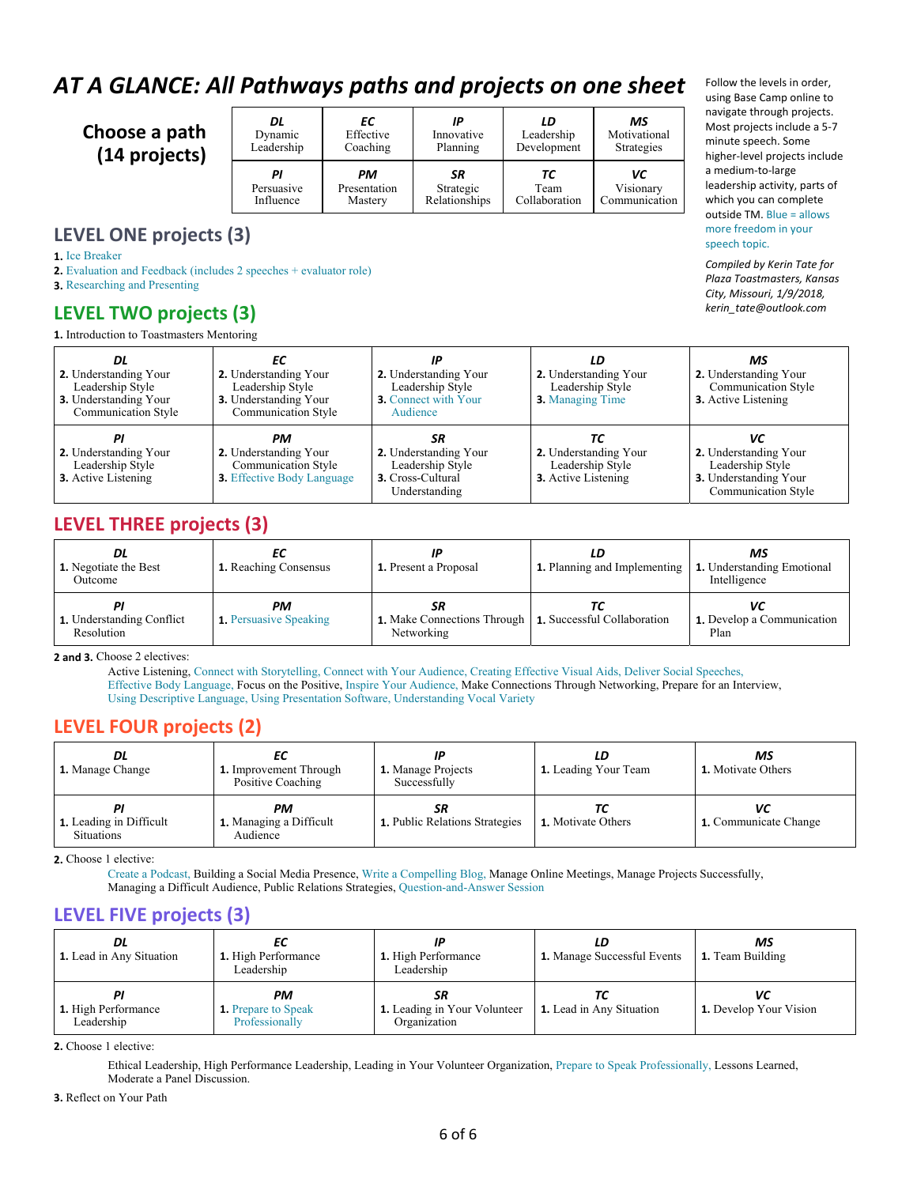# AT A GLANCE: All Pathways paths and projects on one sheet

Follow the levels in order, using Base Camp online to navigate through projects. Most projects include a 5-7 minute speech. Some higher-level projects include a medium-to-large leadership activity, parts of which you can complete outside TM. Blue = allows more freedom in your speech topic.

*Compiled by Kerin Tate for Plaza Toastmasters, Kansas City, Missouri, 1/9/2018, kerin_tate@outlook.com*

## Choose a path (14 projects)

| | | | | |
|---|---|---|---|---|
| ***DL*** Dynamic Leadership | ***EC*** Effective Coaching | ***IP*** Innovative Planning | ***LD*** Leadership Development | ***MS*** Motivational Strategies |
| ***PI*** Persuasive Influence | ***PM*** Presentation Mastery | ***SR*** Strategic Relationships | ***TC*** Team Collaboration | ***VC*** Visionary Communication |

## LEVEL ONE projects (3)

1. Ice Breaker
2. Evaluation and Feedback (includes 2 speeches + evaluator role)
3. Researching and Presenting

## LEVEL TWO projects (3)

1. Introduction to Toastmasters Mentoring

| | | | | |
|---|---|---|---|---|
| ***DL*** **2.** Understanding Your Leadership Style **3.** Understanding Your Communication Style | ***EC*** **2.** Understanding Your Leadership Style **3.** Understanding Your Communication Style | ***IP*** **2.** Understanding Your Leadership Style **3.** Connect with Your Audience | ***LD*** **2.** Understanding Your Leadership Style **3.** Managing Time | ***MS*** **2.** Understanding Your Communication Style **3.** Active Listening |
| ***PI*** **2.** Understanding Your Leadership Style **3.** Active Listening | ***PM*** **2.** Understanding Your Communication Style **3.** Effective Body Language | ***SR*** **2.** Understanding Your Leadership Style **3.** Cross-Cultural Understanding | ***TC*** **2.** Understanding Your Leadership Style **3.** Active Listening | ***VC*** **2.** Understanding Your Leadership Style **3.** Understanding Your Communication Style |

## LEVEL THREE projects (3)

| | | | | |
|---|---|---|---|---|
| ***DL*** **1.** Negotiate the Best Outcome | ***EC*** **1.** Reaching Consensus | ***IP*** **1.** Present a Proposal | ***LD*** **1.** Planning and Implementing | ***MS*** **1.** Understanding Emotional Intelligence |
| ***PI*** **1.** Understanding Conflict Resolution | ***PM*** **1.** Persuasive Speaking | ***SR*** **1.** Make Connections Through Networking | ***TC*** **1.** Successful Collaboration | ***VC*** **1.** Develop a Communication Plan |

**2 and 3.** Choose 2 electives:

Active Listening, Connect with Storytelling, Connect with Your Audience, Creating Effective Visual Aids, Deliver Social Speeches, Effective Body Language, Focus on the Positive, Inspire Your Audience, Make Connections Through Networking, Prepare for an Interview, Using Descriptive Language, Using Presentation Software, Understanding Vocal Variety

## LEVEL FOUR projects (2)

| | | | | |
|---|---|---|---|---|
| ***DL*** **1.** Manage Change | ***EC*** **1.** Improvement Through Positive Coaching | ***IP*** **1.** Manage Projects Successfully | ***LD*** **1.** Leading Your Team | ***MS*** **1.** Motivate Others |
| ***PI*** **1.** Leading in Difficult Situations | ***PM*** **1.** Managing a Difficult Audience | ***SR*** **1.** Public Relations Strategies | ***TC*** **1.** Motivate Others | ***VC*** **1.** Communicate Change |

**2.** Choose 1 elective:

Create a Podcast, Building a Social Media Presence, Write a Compelling Blog, Manage Online Meetings, Manage Projects Successfully, Managing a Difficult Audience, Public Relations Strategies, Question-and-Answer Session

## LEVEL FIVE projects (3)

| | | | | |
|---|---|---|---|---|
| ***DL*** **1.** Lead in Any Situation | ***EC*** **1.** High Performance Leadership | ***IP*** **1.** High Performance Leadership | ***LD*** **1.** Manage Successful Events | ***MS*** **1.** Team Building |
| ***PI*** **1.** High Performance Leadership | ***PM*** **1.** Prepare to Speak Professionally | ***SR*** **1.** Leading in Your Volunteer Organization | ***TC*** **1.** Lead in Any Situation | ***VC*** **1.** Develop Your Vision |

**2.** Choose 1 elective:

Ethical Leadership, High Performance Leadership, Leading in Your Volunteer Organization, Prepare to Speak Professionally, Lessons Learned, Moderate a Panel Discussion.

**3.** Reflect on Your Path